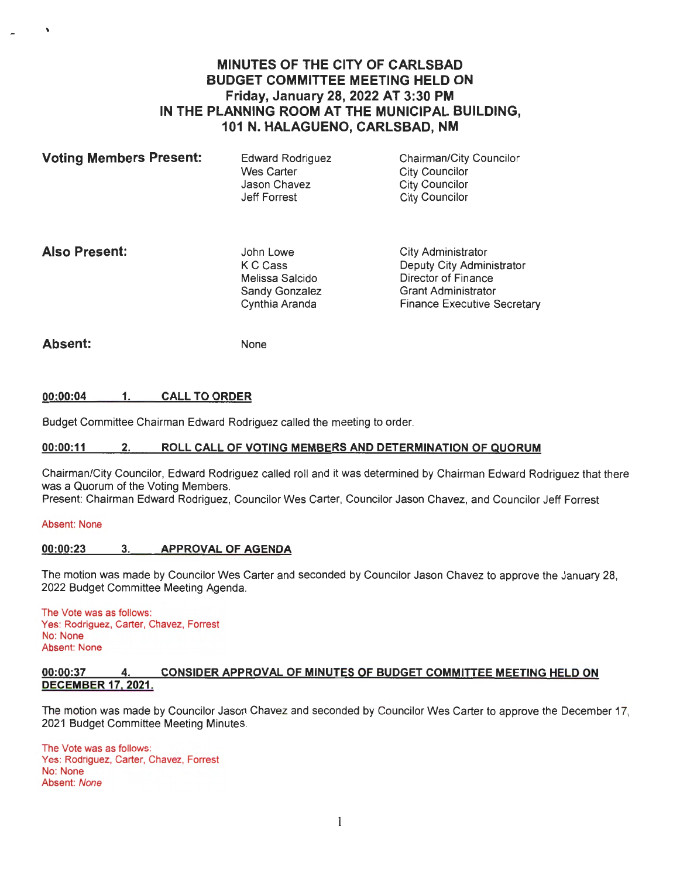# MINUTES OF THE CITY OF CARLSBAD BUDGET COMMITTEE MEETING HELD ON Friday, January 28, 2022 AT 3:30 PM IN THE PLANNING ROOM AT THE MUNICIPAL BUILDING, 101 N. HALAGUENO, CARLSBAD, NM

**Voting Members Present:**

| | |
|---|---|
| Edward Rodriguez | Chairman/City Councilor |
| Wes Carter | City Councilor |
| Jason Chavez | City Councilor |
| Jeff Forrest | City Councilor |

**Also Present:**

| | |
|---|---|
| John Lowe | City Administrator |
| K C Cass | Deputy City Administrator |
| Melissa Salcido | Director of Finance |
| Sandy Gonzalez | Grant Administrator |
| Cynthia Aranda | Finance Executive Secretary |

**Absent:** None

## 00:00:04 1. CALL TO ORDER

Budget Committee Chairman Edward Rodriguez called the meeting to order.

## 00:00:11 2. ROLL CALL OF VOTING MEMBERS AND DETERMINATION OF QUORUM

Chairman/City Councilor, Edward Rodriguez called roll and it was determined by Chairman Edward Rodriguez that there was a Quorum of the Voting Members.
Present: Chairman Edward Rodriguez, Councilor Wes Carter, Councilor Jason Chavez, and Councilor Jeff Forrest

Absent: None

## 00:00:23 3. APPROVAL OF AGENDA

The motion was made by Councilor Wes Carter and seconded by Councilor Jason Chavez to approve the January 28, 2022 Budget Committee Meeting Agenda.

The Vote was as follows:
Yes: Rodriguez, Carter, Chavez, Forrest
No: None
Absent: None

## 00:00:37 4. CONSIDER APPROVAL OF MINUTES OF BUDGET COMMITTEE MEETING HELD ON DECEMBER 17, 2021.

The motion was made by Councilor Jason Chavez and seconded by Councilor Wes Carter to approve the December 17, 2021 Budget Committee Meeting Minutes.

The Vote was as follows:
Yes: Rodriguez, Carter, Chavez, Forrest
No: None
Absent: *None*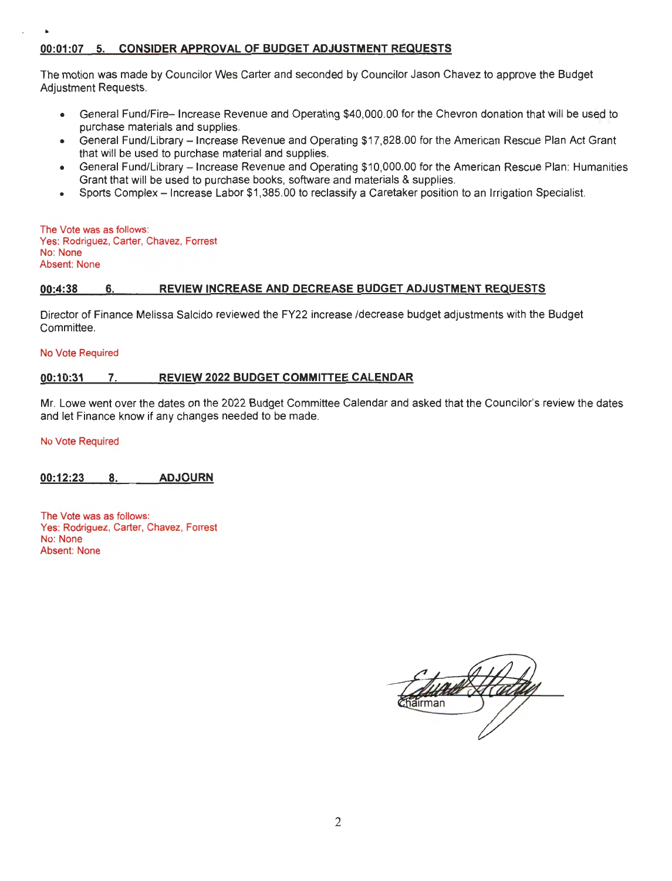## 00:01:07 5. CONSIDER APPROVAL OF BUDGET ADJUSTMENT REQUESTS

The motion was made by Councilor Wes Carter and seconded by Councilor Jason Chavez to approve the Budget Adjustment Requests.

- General Fund/Fire– Increase Revenue and Operating $40,000.00 for the Chevron donation that will be used to purchase materials and supplies.
- General Fund/Library – Increase Revenue and Operating $17,828.00 for the American Rescue Plan Act Grant that will be used to purchase material and supplies.
- General Fund/Library – Increase Revenue and Operating $10,000.00 for the American Rescue Plan: Humanities Grant that will be used to purchase books, software and materials & supplies.
- Sports Complex – Increase Labor $1,385.00 to reclassify a Caretaker position to an Irrigation Specialist.

The Vote was as follows:
Yes: Rodriguez, Carter, Chavez, Forrest
No: None
Absent: None

## 00:4:38 6. REVIEW INCREASE AND DECREASE BUDGET ADJUSTMENT REQUESTS

Director of Finance Melissa Salcido reviewed the FY22 increase /decrease budget adjustments with the Budget Committee.

No Vote Required

## 00:10:31 7. REVIEW 2022 BUDGET COMMITTEE CALENDAR

Mr. Lowe went over the dates on the 2022 Budget Committee Calendar and asked that the Councilor's review the dates and let Finance know if any changes needed to be made.

No Vote Required

## 00:12:23 8. ADJOURN

The Vote was as follows:
Yes: Rodriguez, Carter, Chavez, Forrest
No: None
Absent: None

Chairman